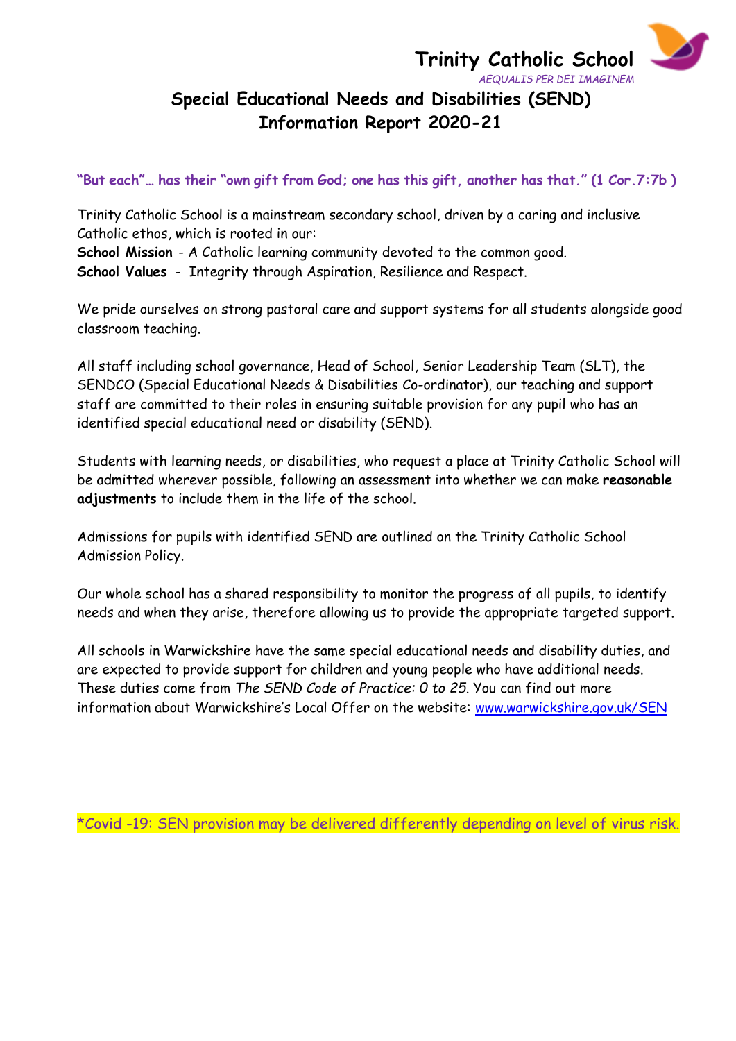Trinity Catholic School

*AEQUALIS PER DEI IMAGINEM*

# Special Educational Needs and Disabilities (SEND) Information Report 2020-21

**"But each"… has their "own gift from God; one has this gift, another has that." (1 Cor.7:7b )**

Trinity Catholic School is a mainstream secondary school, driven by a caring and inclusive Catholic ethos, which is rooted in our:

**School Mission** - A Catholic learning community devoted to the common good.

**School Values** - Integrity through Aspiration, Resilience and Respect.

We pride ourselves on strong pastoral care and support systems for all students alongside good classroom teaching.

All staff including school governance, Head of School, Senior Leadership Team (SLT), the SENDCO (Special Educational Needs & Disabilities Co-ordinator), our teaching and support staff are committed to their roles in ensuring suitable provision for any pupil who has an identified special educational need or disability (SEND).

Students with learning needs, or disabilities, who request a place at Trinity Catholic School will be admitted wherever possible, following an assessment into whether we can make **reasonable adjustments** to include them in the life of the school.

Admissions for pupils with identified SEND are outlined on the Trinity Catholic School Admission Policy.

Our whole school has a shared responsibility to monitor the progress of all pupils, to identify needs and when they arise, therefore allowing us to provide the appropriate targeted support.

All schools in Warwickshire have the same special educational needs and disability duties, and are expected to provide support for children and young people who have additional needs. These duties come from *The SEND Code of Practice: 0 to 25*. You can find out more information about Warwickshire's Local Offer on the website: [www.warwickshire.gov.uk/SEN](http://www.warwickshire.gov.uk/SEN)

*Covid -19: SEN provision may be delivered differently depending on level of virus risk.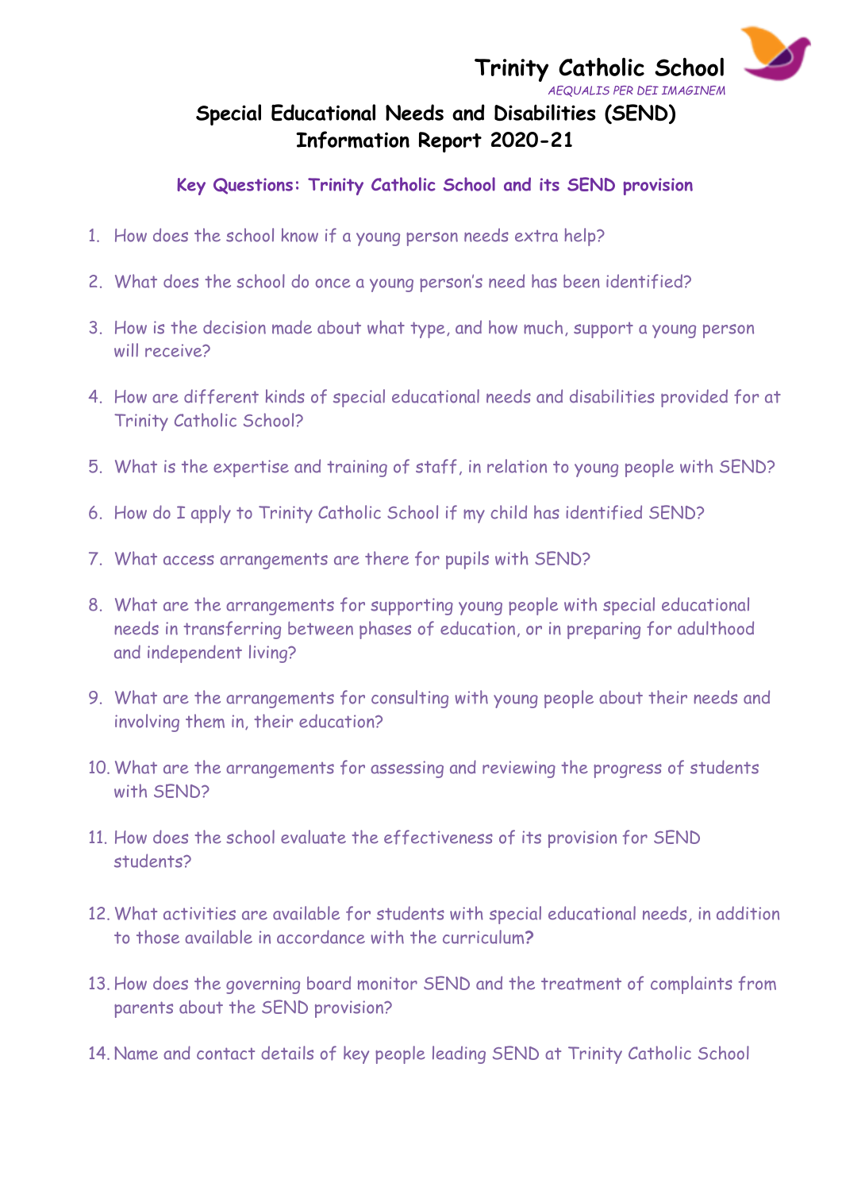# Trinity Catholic School

*AEQUALIS PER DEI IMAGINEM*

## Special Educational Needs and Disabilities (SEND) Information Report 2020-21

### Key Questions: Trinity Catholic School and its SEND provision

1. How does the school know if a young person needs extra help?
2. What does the school do once a young person's need has been identified?
3. How is the decision made about what type, and how much, support a young person will receive?
4. How are different kinds of special educational needs and disabilities provided for at Trinity Catholic School?
5. What is the expertise and training of staff, in relation to young people with SEND?
6. How do I apply to Trinity Catholic School if my child has identified SEND?
7. What access arrangements are there for pupils with SEND?
8. What are the arrangements for supporting young people with special educational needs in transferring between phases of education, or in preparing for adulthood and independent living?
9. What are the arrangements for consulting with young people about their needs and involving them in, their education?
10. What are the arrangements for assessing and reviewing the progress of students with SEND?
11. How does the school evaluate the effectiveness of its provision for SEND students?
12. What activities are available for students with special educational needs, in addition to those available in accordance with the curriculum**?**
13. How does the governing board monitor SEND and the treatment of complaints from parents about the SEND provision?
14. Name and contact details of key people leading SEND at Trinity Catholic School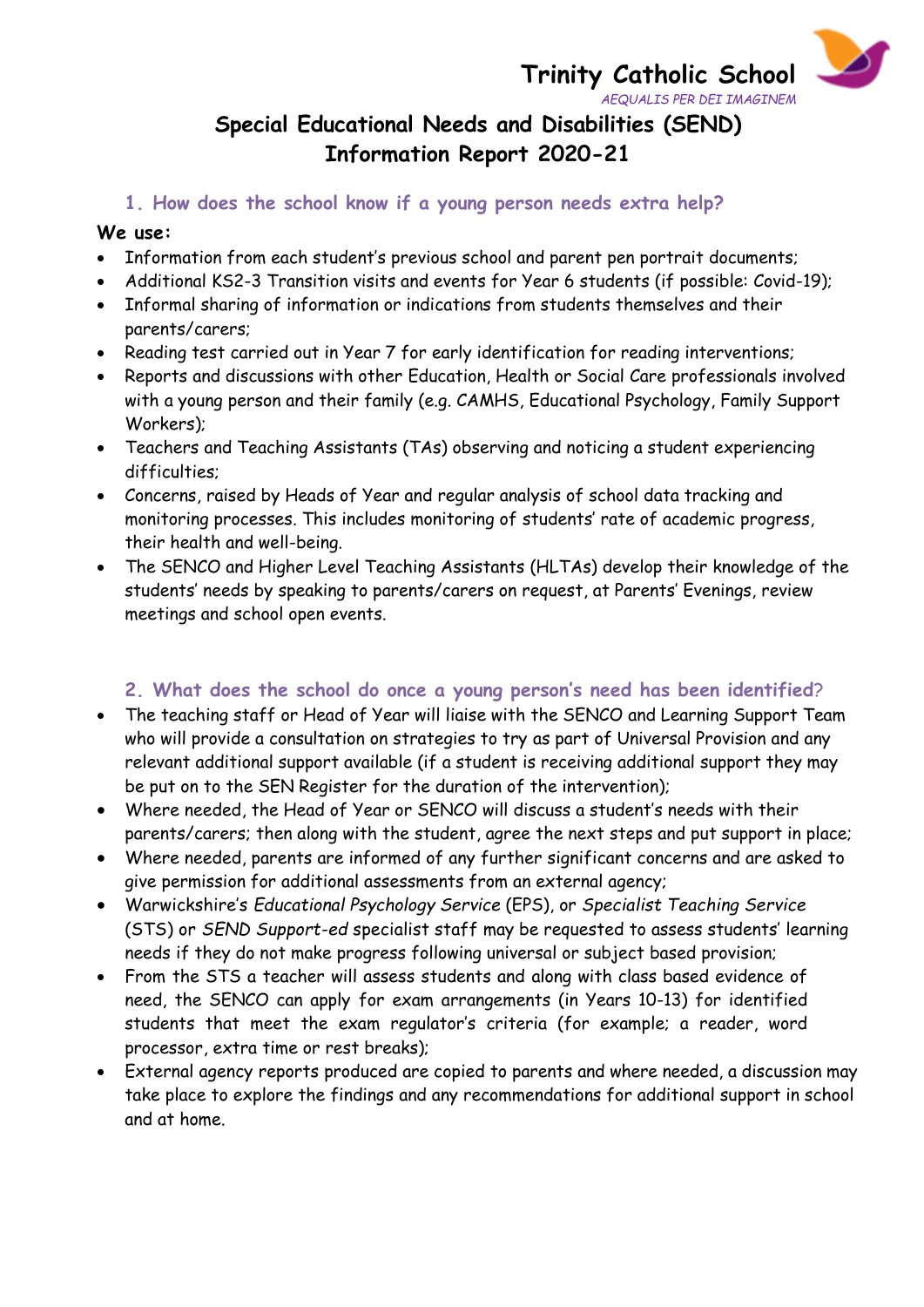Trinity Catholic School

*AEQUALIS PER DEI IMAGINEM*

# Special Educational Needs and Disabilities (SEND) Information Report 2020-21

## 1. How does the school know if a young person needs extra help?

**We use:**

- Information from each student's previous school and parent pen portrait documents;
- Additional KS2-3 Transition visits and events for Year 6 students (if possible: Covid-19);
- Informal sharing of information or indications from students themselves and their parents/carers;
- Reading test carried out in Year 7 for early identification for reading interventions;
- Reports and discussions with other Education, Health or Social Care professionals involved with a young person and their family (e.g. CAMHS, Educational Psychology, Family Support Workers);
- Teachers and Teaching Assistants (TAs) observing and noticing a student experiencing difficulties;
- Concerns, raised by Heads of Year and regular analysis of school data tracking and monitoring processes. This includes monitoring of students' rate of academic progress, their health and well-being.
- The SENCO and Higher Level Teaching Assistants (HLTAs) develop their knowledge of the students' needs by speaking to parents/carers on request, at Parents' Evenings, review meetings and school open events.

## 2. What does the school do once a young person's need has been identified?

- The teaching staff or Head of Year will liaise with the SENCO and Learning Support Team who will provide a consultation on strategies to try as part of Universal Provision and any relevant additional support available (if a student is receiving additional support they may be put on to the SEN Register for the duration of the intervention);
- Where needed, the Head of Year or SENCO will discuss a student's needs with their parents/carers; then along with the student, agree the next steps and put support in place;
- Where needed, parents are informed of any further significant concerns and are asked to give permission for additional assessments from an external agency;
- Warwickshire's *Educational Psychology Service* (EPS), or *Specialist Teaching Service* (STS) or *SEND Support-ed* specialist staff may be requested to assess students' learning needs if they do not make progress following universal or subject based provision;
- From the STS a teacher will assess students and along with class based evidence of need, the SENCO can apply for exam arrangements (in Years 10-13) for identified students that meet the exam regulator's criteria (for example; a reader, word processor, extra time or rest breaks);
- External agency reports produced are copied to parents and where needed, a discussion may take place to explore the findings and any recommendations for additional support in school and at home.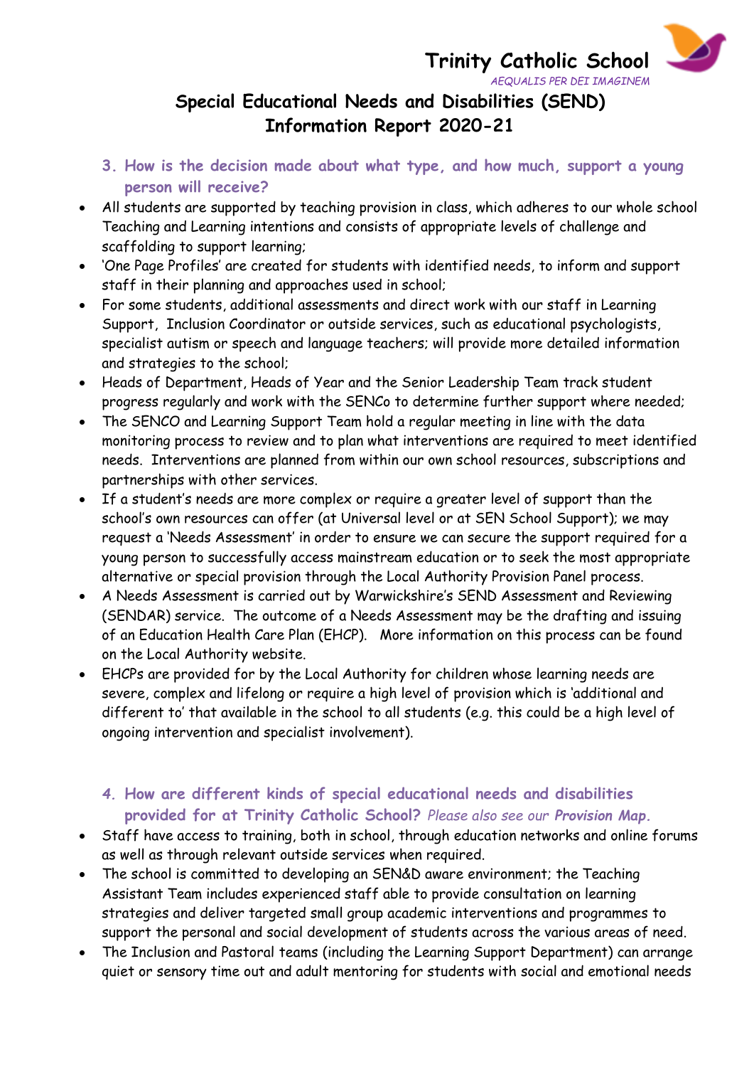### 3. How is the decision made about what type, and how much, support a young person will receive?

- All students are supported by teaching provision in class, which adheres to our whole school Teaching and Learning intentions and consists of appropriate levels of challenge and scaffolding to support learning;
- 'One Page Profiles' are created for students with identified needs, to inform and support staff in their planning and approaches used in school;
- For some students, additional assessments and direct work with our staff in Learning Support, Inclusion Coordinator or outside services, such as educational psychologists, specialist autism or speech and language teachers; will provide more detailed information and strategies to the school;
- Heads of Department, Heads of Year and the Senior Leadership Team track student progress regularly and work with the SENCo to determine further support where needed;
- The SENCO and Learning Support Team hold a regular meeting in line with the data monitoring process to review and to plan what interventions are required to meet identified needs. Interventions are planned from within our own school resources, subscriptions and partnerships with other services.
- If a student's needs are more complex or require a greater level of support than the school's own resources can offer (at Universal level or at SEN School Support); we may request a 'Needs Assessment' in order to ensure we can secure the support required for a young person to successfully access mainstream education or to seek the most appropriate alternative or special provision through the Local Authority Provision Panel process.
- A Needs Assessment is carried out by Warwickshire's SEND Assessment and Reviewing (SENDAR) service. The outcome of a Needs Assessment may be the drafting and issuing of an Education Health Care Plan (EHCP). More information on this process can be found on the Local Authority website.
- EHCPs are provided for by the Local Authority for children whose learning needs are severe, complex and lifelong or require a high level of provision which is 'additional and different to' that available in the school to all students (e.g. this could be a high level of ongoing intervention and specialist involvement).

### 4. How are different kinds of special educational needs and disabilities provided for at Trinity Catholic School? *Please also see our **Provision Map**.*

- Staff have access to training, both in school, through education networks and online forums as well as through relevant outside services when required.
- The school is committed to developing an SEN&D aware environment; the Teaching Assistant Team includes experienced staff able to provide consultation on learning strategies and deliver targeted small group academic interventions and programmes to support the personal and social development of students across the various areas of need.
- The Inclusion and Pastoral teams (including the Learning Support Department) can arrange quiet or sensory time out and adult mentoring for students with social and emotional needs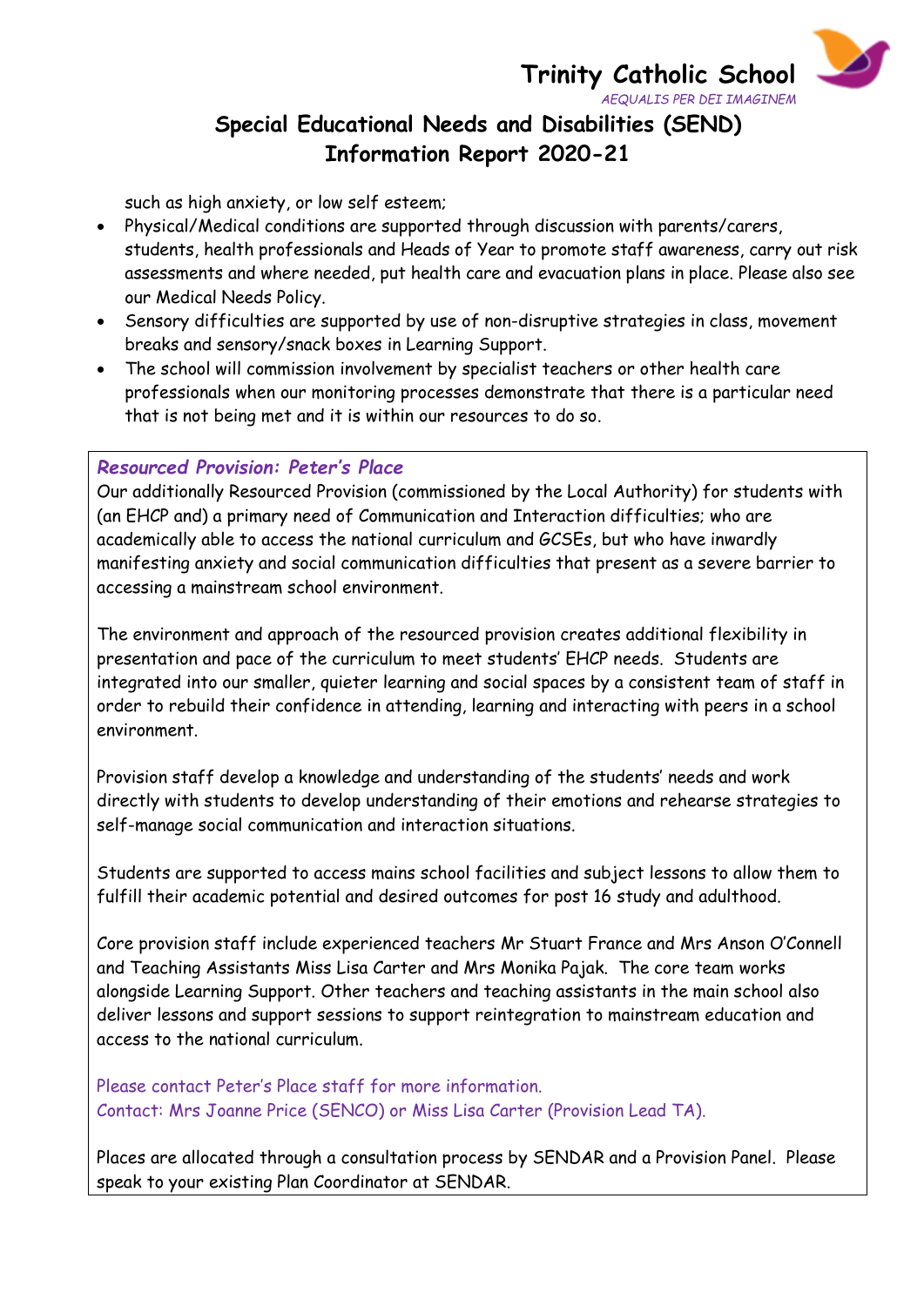such as high anxiety, or low self esteem;

- Physical/Medical conditions are supported through discussion with parents/carers, students, health professionals and Heads of Year to promote staff awareness, carry out risk assessments and where needed, put health care and evacuation plans in place. Please also see our Medical Needs Policy.
- Sensory difficulties are supported by use of non-disruptive strategies in class, movement breaks and sensory/snack boxes in Learning Support.
- The school will commission involvement by specialist teachers or other health care professionals when our monitoring processes demonstrate that there is a particular need that is not being met and it is within our resources to do so.

### *Resourced Provision: Peter's Place*

Our additionally Resourced Provision (commissioned by the Local Authority) for students with (an EHCP and) a primary need of Communication and Interaction difficulties; who are academically able to access the national curriculum and GCSEs, but who have inwardly manifesting anxiety and social communication difficulties that present as a severe barrier to accessing a mainstream school environment.

The environment and approach of the resourced provision creates additional flexibility in presentation and pace of the curriculum to meet students' EHCP needs. Students are integrated into our smaller, quieter learning and social spaces by a consistent team of staff in order to rebuild their confidence in attending, learning and interacting with peers in a school environment.

Provision staff develop a knowledge and understanding of the students' needs and work directly with students to develop understanding of their emotions and rehearse strategies to self-manage social communication and interaction situations.

Students are supported to access mains school facilities and subject lessons to allow them to fulfill their academic potential and desired outcomes for post 16 study and adulthood.

Core provision staff include experienced teachers Mr Stuart France and Mrs Anson O'Connell and Teaching Assistants Miss Lisa Carter and Mrs Monika Pajak. The core team works alongside Learning Support. Other teachers and teaching assistants in the main school also deliver lessons and support sessions to support reintegration to mainstream education and access to the national curriculum.

Please contact Peter's Place staff for more information.
Contact: Mrs Joanne Price (SENCO) or Miss Lisa Carter (Provision Lead TA).

Places are allocated through a consultation process by SENDAR and a Provision Panel. Please speak to your existing Plan Coordinator at SENDAR.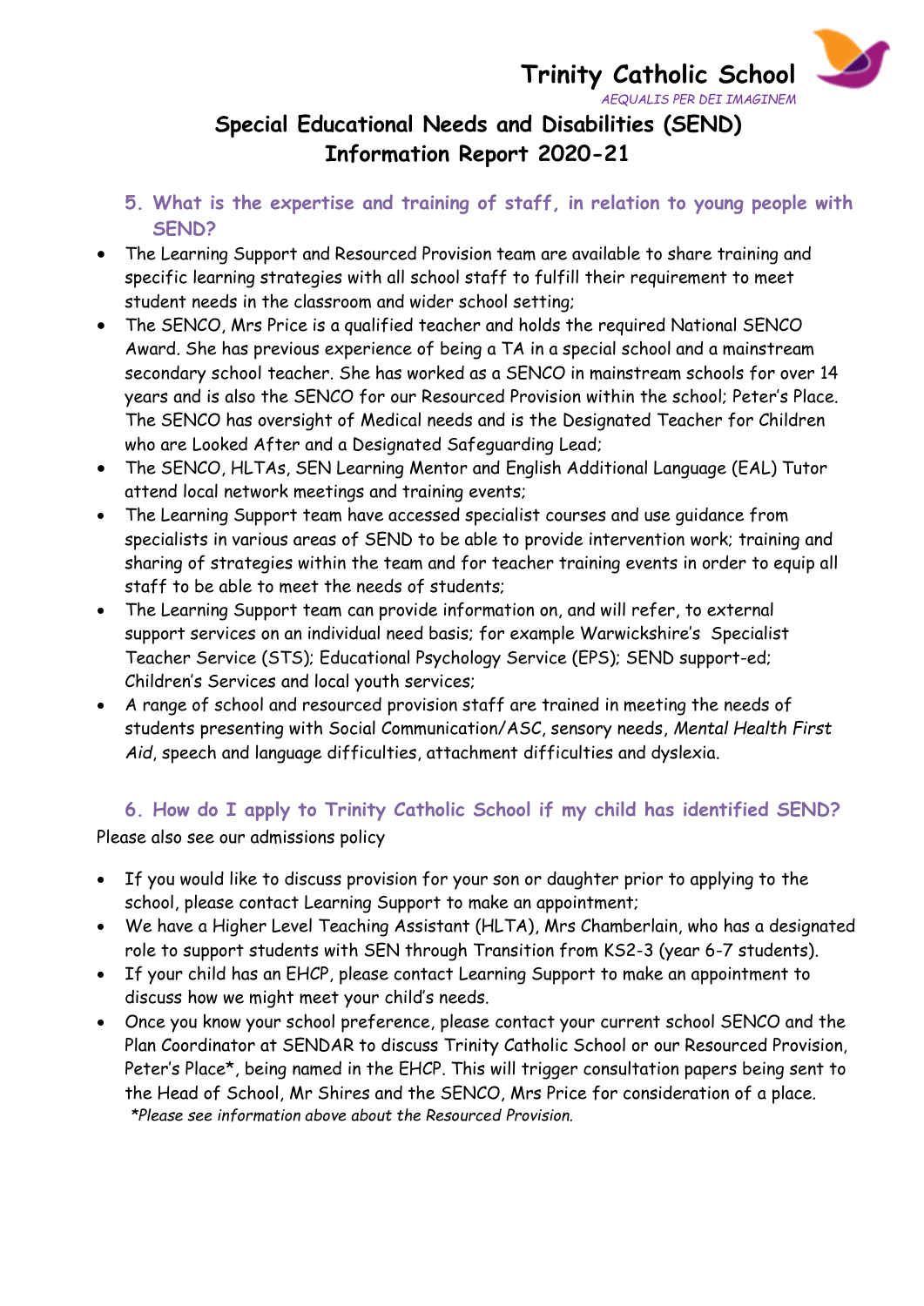## 5. What is the expertise and training of staff, in relation to young people with SEND?

- The Learning Support and Resourced Provision team are available to share training and specific learning strategies with all school staff to fulfill their requirement to meet student needs in the classroom and wider school setting;
- The SENCO, Mrs Price is a qualified teacher and holds the required National SENCO Award. She has previous experience of being a TA in a special school and a mainstream secondary school teacher. She has worked as a SENCO in mainstream schools for over 14 years and is also the SENCO for our Resourced Provision within the school; Peter's Place. The SENCO has oversight of Medical needs and is the Designated Teacher for Children who are Looked After and a Designated Safeguarding Lead;
- The SENCO, HLTAs, SEN Learning Mentor and English Additional Language (EAL) Tutor attend local network meetings and training events;
- The Learning Support team have accessed specialist courses and use guidance from specialists in various areas of SEND to be able to provide intervention work; training and sharing of strategies within the team and for teacher training events in order to equip all staff to be able to meet the needs of students;
- The Learning Support team can provide information on, and will refer, to external support services on an individual need basis; for example Warwickshire's Specialist Teacher Service (STS); Educational Psychology Service (EPS); SEND support-ed; Children's Services and local youth services;
- A range of school and resourced provision staff are trained in meeting the needs of students presenting with Social Communication/ASC, sensory needs, *Mental Health First Aid*, speech and language difficulties, attachment difficulties and dyslexia.

## 6. How do I apply to Trinity Catholic School if my child has identified SEND?

Please also see our admissions policy

- If you would like to discuss provision for your son or daughter prior to applying to the school, please contact Learning Support to make an appointment;
- We have a Higher Level Teaching Assistant (HLTA), Mrs Chamberlain, who has a designated role to support students with SEN through Transition from KS2-3 (year 6-7 students).
- If your child has an EHCP, please contact Learning Support to make an appointment to discuss how we might meet your child's needs.
- Once you know your school preference, please contact your current school SENCO and the Plan Coordinator at SENDAR to discuss Trinity Catholic School or our Resourced Provision, Peter's Place*, being named in the EHCP. This will trigger consultation papers being sent to the Head of School, Mr Shires and the SENCO, Mrs Price for consideration of a place.

  *\*Please see information above about the Resourced Provision.*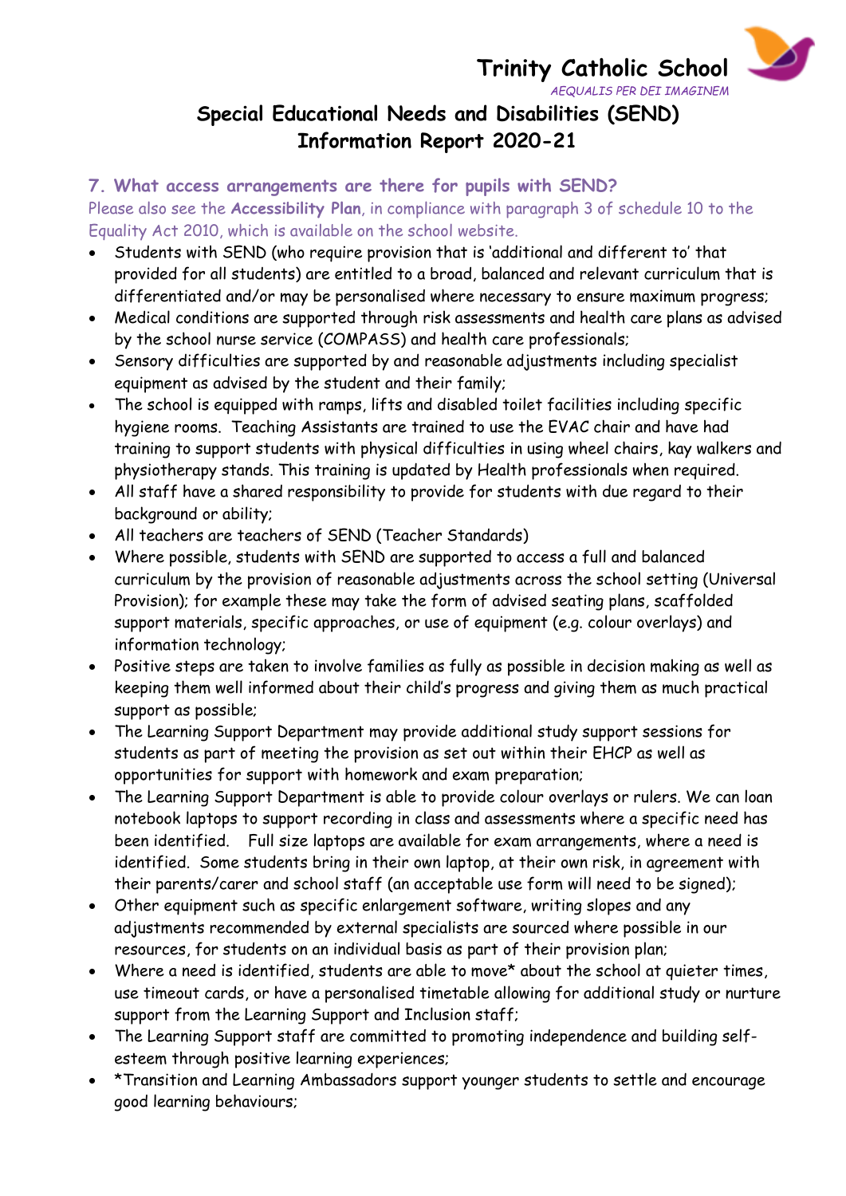## 7. What access arrangements are there for pupils with SEND?

Please also see the **Accessibility Plan**, in compliance with paragraph 3 of schedule 10 to the Equality Act 2010, which is available on the school website.

- Students with SEND (who require provision that is 'additional and different to' that provided for all students) are entitled to a broad, balanced and relevant curriculum that is differentiated and/or may be personalised where necessary to ensure maximum progress;
- Medical conditions are supported through risk assessments and health care plans as advised by the school nurse service (COMPASS) and health care professionals;
- Sensory difficulties are supported by and reasonable adjustments including specialist equipment as advised by the student and their family;
- The school is equipped with ramps, lifts and disabled toilet facilities including specific hygiene rooms. Teaching Assistants are trained to use the EVAC chair and have had training to support students with physical difficulties in using wheel chairs, kay walkers and physiotherapy stands. This training is updated by Health professionals when required.
- All staff have a shared responsibility to provide for students with due regard to their background or ability;
- All teachers are teachers of SEND (Teacher Standards)
- Where possible, students with SEND are supported to access a full and balanced curriculum by the provision of reasonable adjustments across the school setting (Universal Provision); for example these may take the form of advised seating plans, scaffolded support materials, specific approaches, or use of equipment (e.g. colour overlays) and information technology;
- Positive steps are taken to involve families as fully as possible in decision making as well as keeping them well informed about their child's progress and giving them as much practical support as possible;
- The Learning Support Department may provide additional study support sessions for students as part of meeting the provision as set out within their EHCP as well as opportunities for support with homework and exam preparation;
- The Learning Support Department is able to provide colour overlays or rulers. We can loan notebook laptops to support recording in class and assessments where a specific need has been identified. Full size laptops are available for exam arrangements, where a need is identified. Some students bring in their own laptop, at their own risk, in agreement with their parents/carer and school staff (an acceptable use form will need to be signed);
- Other equipment such as specific enlargement software, writing slopes and any adjustments recommended by external specialists are sourced where possible in our resources, for students on an individual basis as part of their provision plan;
- Where a need is identified, students are able to move* about the school at quieter times, use timeout cards, or have a personalised timetable allowing for additional study or nurture support from the Learning Support and Inclusion staff;
- The Learning Support staff are committed to promoting independence and building self-esteem through positive learning experiences;
- *Transition and Learning Ambassadors support younger students to settle and encourage good learning behaviours;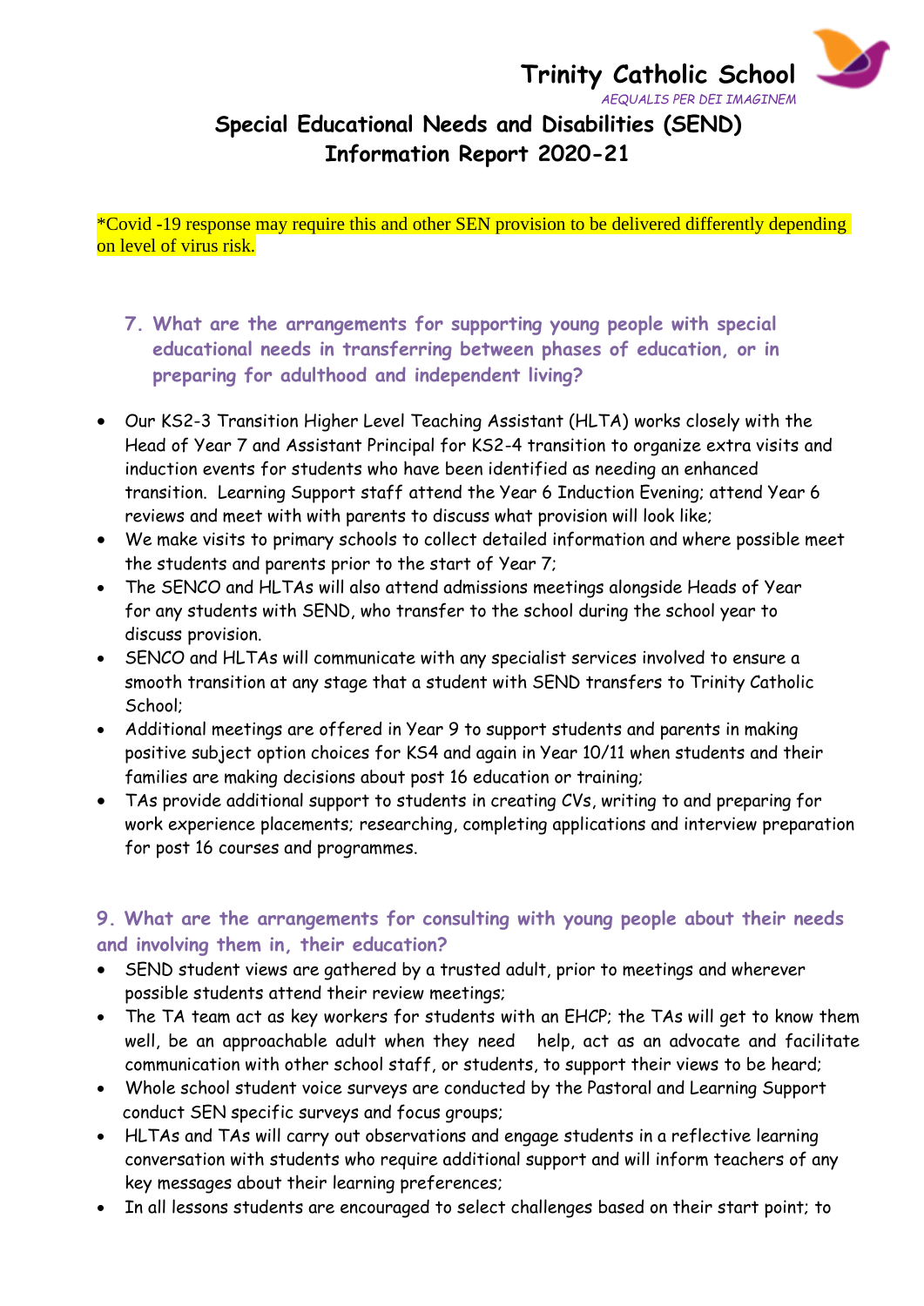Trinity Catholic School

*AEQUALIS PER DEI IMAGINEM*

# Special Educational Needs and Disabilities (SEND) Information Report 2020-21

*Covid -19 response may require this and other SEN provision to be delivered differently depending on level of virus risk.

## 7. What are the arrangements for supporting young people with special educational needs in transferring between phases of education, or in preparing for adulthood and independent living?

- Our KS2-3 Transition Higher Level Teaching Assistant (HLTA) works closely with the Head of Year 7 and Assistant Principal for KS2-4 transition to organize extra visits and induction events for students who have been identified as needing an enhanced transition. Learning Support staff attend the Year 6 Induction Evening; attend Year 6 reviews and meet with with parents to discuss what provision will look like;
- We make visits to primary schools to collect detailed information and where possible meet the students and parents prior to the start of Year 7;
- The SENCO and HLTAs will also attend admissions meetings alongside Heads of Year for any students with SEND, who transfer to the school during the school year to discuss provision.
- SENCO and HLTAs will communicate with any specialist services involved to ensure a smooth transition at any stage that a student with SEND transfers to Trinity Catholic School;
- Additional meetings are offered in Year 9 to support students and parents in making positive subject option choices for KS4 and again in Year 10/11 when students and their families are making decisions about post 16 education or training;
- TAs provide additional support to students in creating CVs, writing to and preparing for work experience placements; researching, completing applications and interview preparation for post 16 courses and programmes.

## 9. What are the arrangements for consulting with young people about their needs and involving them in, their education?

- SEND student views are gathered by a trusted adult, prior to meetings and wherever possible students attend their review meetings;
- The TA team act as key workers for students with an EHCP; the TAs will get to know them well, be an approachable adult when they need help, act as an advocate and facilitate communication with other school staff, or students, to support their views to be heard;
- Whole school student voice surveys are conducted by the Pastoral and Learning Support conduct SEN specific surveys and focus groups;
- HLTAs and TAs will carry out observations and engage students in a reflective learning conversation with students who require additional support and will inform teachers of any key messages about their learning preferences;
- In all lessons students are encouraged to select challenges based on their start point; to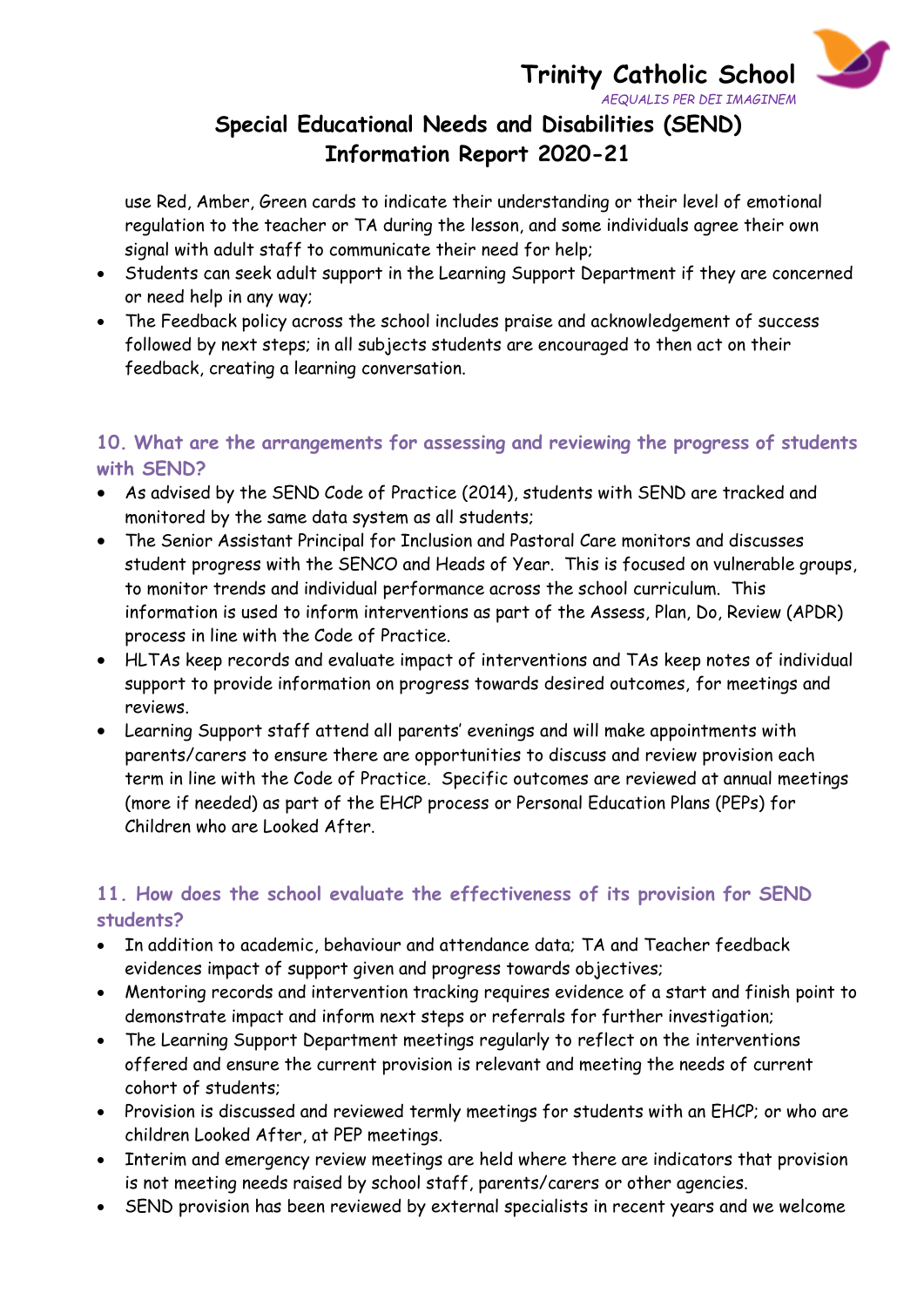use Red, Amber, Green cards to indicate their understanding or their level of emotional regulation to the teacher or TA during the lesson, and some individuals agree their own signal with adult staff to communicate their need for help;

- Students can seek adult support in the Learning Support Department if they are concerned or need help in any way;
- The Feedback policy across the school includes praise and acknowledgement of success followed by next steps; in all subjects students are encouraged to then act on their feedback, creating a learning conversation.

## 10. What are the arrangements for assessing and reviewing the progress of students with SEND?

- As advised by the SEND Code of Practice (2014), students with SEND are tracked and monitored by the same data system as all students;
- The Senior Assistant Principal for Inclusion and Pastoral Care monitors and discusses student progress with the SENCO and Heads of Year. This is focused on vulnerable groups, to monitor trends and individual performance across the school curriculum. This information is used to inform interventions as part of the Assess, Plan, Do, Review (APDR) process in line with the Code of Practice.
- HLTAs keep records and evaluate impact of interventions and TAs keep notes of individual support to provide information on progress towards desired outcomes, for meetings and reviews.
- Learning Support staff attend all parents' evenings and will make appointments with parents/carers to ensure there are opportunities to discuss and review provision each term in line with the Code of Practice. Specific outcomes are reviewed at annual meetings (more if needed) as part of the EHCP process or Personal Education Plans (PEPs) for Children who are Looked After.

## 11. How does the school evaluate the effectiveness of its provision for SEND students?

- In addition to academic, behaviour and attendance data; TA and Teacher feedback evidences impact of support given and progress towards objectives;
- Mentoring records and intervention tracking requires evidence of a start and finish point to demonstrate impact and inform next steps or referrals for further investigation;
- The Learning Support Department meetings regularly to reflect on the interventions offered and ensure the current provision is relevant and meeting the needs of current cohort of students;
- Provision is discussed and reviewed termly meetings for students with an EHCP; or who are children Looked After, at PEP meetings.
- Interim and emergency review meetings are held where there are indicators that provision is not meeting needs raised by school staff, parents/carers or other agencies.
- SEND provision has been reviewed by external specialists in recent years and we welcome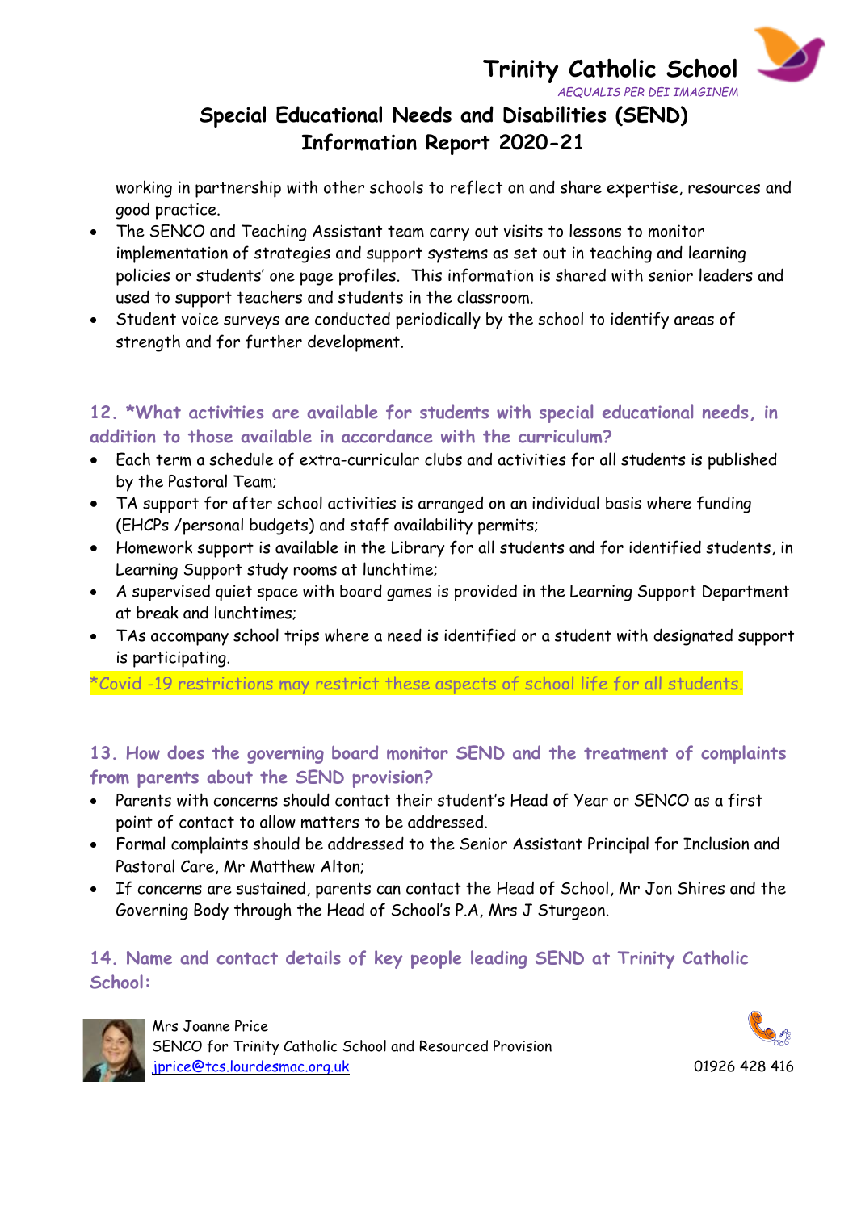working in partnership with other schools to reflect on and share expertise, resources and good practice.

- The SENCO and Teaching Assistant team carry out visits to lessons to monitor implementation of strategies and support systems as set out in teaching and learning policies or students' one page profiles. This information is shared with senior leaders and used to support teachers and students in the classroom.
- Student voice surveys are conducted periodically by the school to identify areas of strength and for further development.

## 12. *What activities are available for students with special educational needs, in addition to those available in accordance with the curriculum?

- Each term a schedule of extra-curricular clubs and activities for all students is published by the Pastoral Team;
- TA support for after school activities is arranged on an individual basis where funding (EHCPs /personal budgets) and staff availability permits;
- Homework support is available in the Library for all students and for identified students, in Learning Support study rooms at lunchtime;
- A supervised quiet space with board games is provided in the Learning Support Department at break and lunchtimes;
- TAs accompany school trips where a need is identified or a student with designated support is participating.

*Covid -19 restrictions may restrict these aspects of school life for all students.

## 13. How does the governing board monitor SEND and the treatment of complaints from parents about the SEND provision?

- Parents with concerns should contact their student's Head of Year or SENCO as a first point of contact to allow matters to be addressed.
- Formal complaints should be addressed to the Senior Assistant Principal for Inclusion and Pastoral Care, Mr Matthew Alton;
- If concerns are sustained, parents can contact the Head of School, Mr Jon Shires and the Governing Body through the Head of School's P.A, Mrs J Sturgeon.

## 14. Name and contact details of key people leading SEND at Trinity Catholic School:

Mrs Joanne Price
SENCO for Trinity Catholic School and Resourced Provision
jprice@tcs.lourdesmac.org.uk

01926 428 416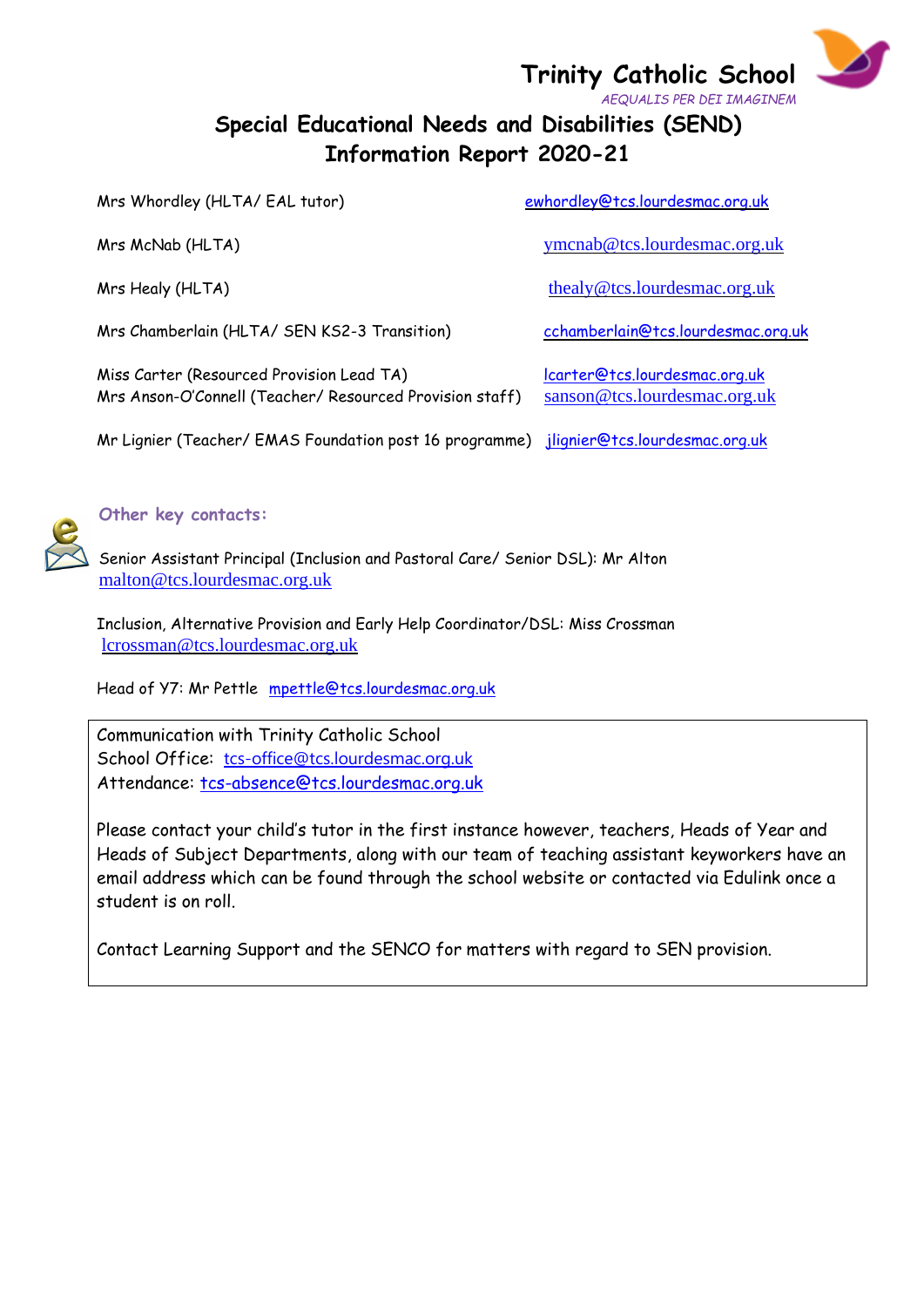Trinity Catholic School

*AEQUALIS PER DEI IMAGINEM*

# Special Educational Needs and Disabilities (SEND) Information Report 2020-21

| | |
|---|---|
| Mrs Whordley (HLTA/ EAL tutor) | ewhordley@tcs.lourdesmac.org.uk |
| Mrs McNab (HLTA) | ymcnab@tcs.lourdesmac.org.uk |
| Mrs Healy (HLTA) | thealy@tcs.lourdesmac.org.uk |
| Mrs Chamberlain (HLTA/ SEN KS2-3 Transition) | cchamberlain@tcs.lourdesmac.org.uk |
| Miss Carter (Resourced Provision Lead TA) | lcarter@tcs.lourdesmac.org.uk |
| Mrs Anson-O'Connell (Teacher/ Resourced Provision staff) | sanson@tcs.lourdesmac.org.uk |
| Mr Lignier (Teacher/ EMAS Foundation post 16 programme) | jlignier@tcs.lourdesmac.org.uk |

## Other key contacts:

Senior Assistant Principal (Inclusion and Pastoral Care/ Senior DSL): Mr Alton
malton@tcs.lourdesmac.org.uk

Inclusion, Alternative Provision and Early Help Coordinator/DSL: Miss Crossman
lcrossman@tcs.lourdesmac.org.uk

Head of Y7: Mr Pettle mpettle@tcs.lourdesmac.org.uk

Communication with Trinity Catholic School
School Office: tcs-office@tcs.lourdesmac.org.uk
Attendance: tcs-absence@tcs.lourdesmac.org.uk

Please contact your child's tutor in the first instance however, teachers, Heads of Year and Heads of Subject Departments, along with our team of teaching assistant keyworkers have an email address which can be found through the school website or contacted via Edulink once a student is on roll.

Contact Learning Support and the SENCO for matters with regard to SEN provision.